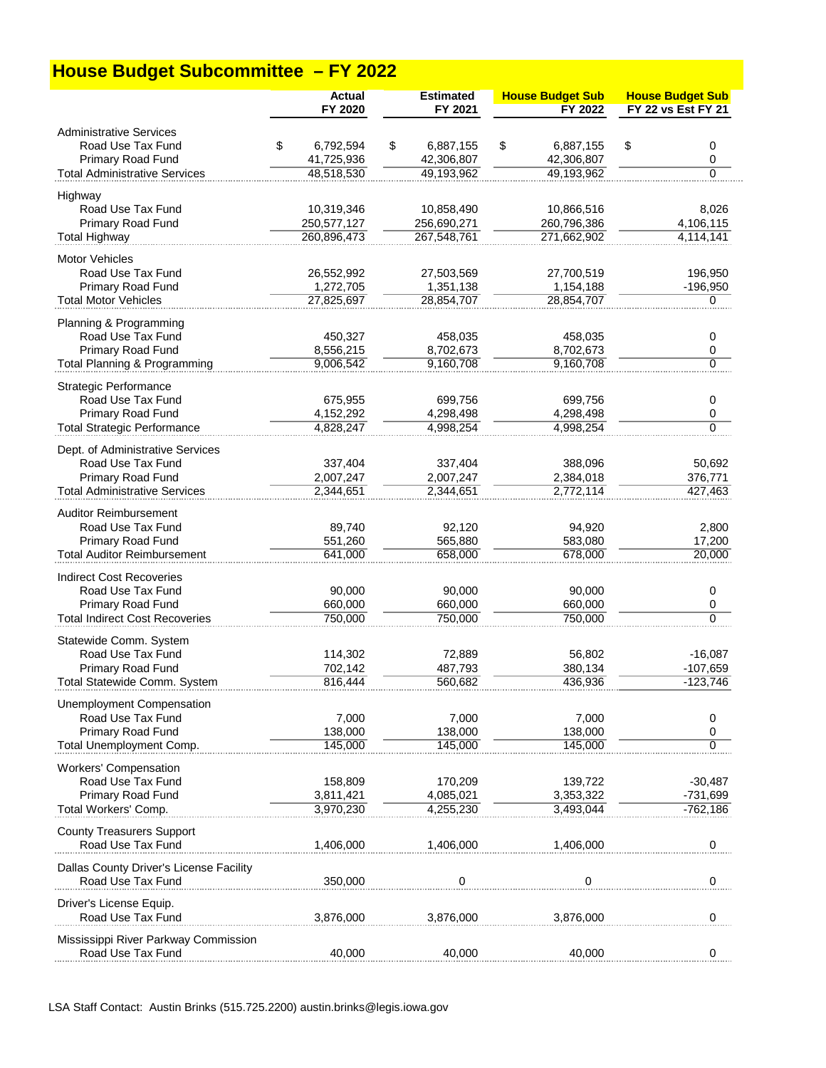# House Budget Subcommittee – FY 2022

| | Actual FY 2020 | Estimated FY 2021 | House Budget Sub FY 2022 | House Budget Sub FY 22 vs Est FY 21 |
|---|---|---|---|---|
| **Administrative Services** | | | | |
| Road Use Tax Fund | $ 6,792,594 | $ 6,887,155 | $ 6,887,155 | $ 0 |
| Primary Road Fund | 41,725,936 | 42,306,807 | 42,306,807 | 0 |
| Total Administrative Services | 48,518,530 | 49,193,962 | 49,193,962 | 0 |
| **Highway** | | | | |
| Road Use Tax Fund | 10,319,346 | 10,858,490 | 10,866,516 | 8,026 |
| Primary Road Fund | 250,577,127 | 256,690,271 | 260,796,386 | 4,106,115 |
| Total Highway | 260,896,473 | 267,548,761 | 271,662,902 | 4,114,141 |
| **Motor Vehicles** | | | | |
| Road Use Tax Fund | 26,552,992 | 27,503,569 | 27,700,519 | 196,950 |
| Primary Road Fund | 1,272,705 | 1,351,138 | 1,154,188 | -196,950 |
| Total Motor Vehicles | 27,825,697 | 28,854,707 | 28,854,707 | 0 |
| **Planning & Programming** | | | | |
| Road Use Tax Fund | 450,327 | 458,035 | 458,035 | 0 |
| Primary Road Fund | 8,556,215 | 8,702,673 | 8,702,673 | 0 |
| Total Planning & Programming | 9,006,542 | 9,160,708 | 9,160,708 | 0 |
| **Strategic Performance** | | | | |
| Road Use Tax Fund | 675,955 | 699,756 | 699,756 | 0 |
| Primary Road Fund | 4,152,292 | 4,298,498 | 4,298,498 | 0 |
| Total Strategic Performance | 4,828,247 | 4,998,254 | 4,998,254 | 0 |
| **Dept. of Administrative Services** | | | | |
| Road Use Tax Fund | 337,404 | 337,404 | 388,096 | 50,692 |
| Primary Road Fund | 2,007,247 | 2,007,247 | 2,384,018 | 376,771 |
| Total Administrative Services | 2,344,651 | 2,344,651 | 2,772,114 | 427,463 |
| **Auditor Reimbursement** | | | | |
| Road Use Tax Fund | 89,740 | 92,120 | 94,920 | 2,800 |
| Primary Road Fund | 551,260 | 565,880 | 583,080 | 17,200 |
| Total Auditor Reimbursement | 641,000 | 658,000 | 678,000 | 20,000 |
| **Indirect Cost Recoveries** | | | | |
| Road Use Tax Fund | 90,000 | 90,000 | 90,000 | 0 |
| Primary Road Fund | 660,000 | 660,000 | 660,000 | 0 |
| Total Indirect Cost Recoveries | 750,000 | 750,000 | 750,000 | 0 |
| **Statewide Comm. System** | | | | |
| Road Use Tax Fund | 114,302 | 72,889 | 56,802 | -16,087 |
| Primary Road Fund | 702,142 | 487,793 | 380,134 | -107,659 |
| Total Statewide Comm. System | 816,444 | 560,682 | 436,936 | -123,746 |
| **Unemployment Compensation** | | | | |
| Road Use Tax Fund | 7,000 | 7,000 | 7,000 | 0 |
| Primary Road Fund | 138,000 | 138,000 | 138,000 | 0 |
| Total Unemployment Comp. | 145,000 | 145,000 | 145,000 | 0 |
| **Workers' Compensation** | | | | |
| Road Use Tax Fund | 158,809 | 170,209 | 139,722 | -30,487 |
| Primary Road Fund | 3,811,421 | 4,085,021 | 3,353,322 | -731,699 |
| Total Workers' Comp. | 3,970,230 | 4,255,230 | 3,493,044 | -762,186 |
| **County Treasurers Support** | | | | |
| Road Use Tax Fund | 1,406,000 | 1,406,000 | 1,406,000 | 0 |
| **Dallas County Driver's License Facility** | | | | |
| Road Use Tax Fund | 350,000 | 0 | 0 | 0 |
| **Driver's License Equip.** | | | | |
| Road Use Tax Fund | 3,876,000 | 3,876,000 | 3,876,000 | 0 |
| **Mississippi River Parkway Commission** | | | | |
| Road Use Tax Fund | 40,000 | 40,000 | 40,000 | 0 |

LSA Staff Contact: Austin Brinks (515.725.2200) austin.brinks@legis.iowa.gov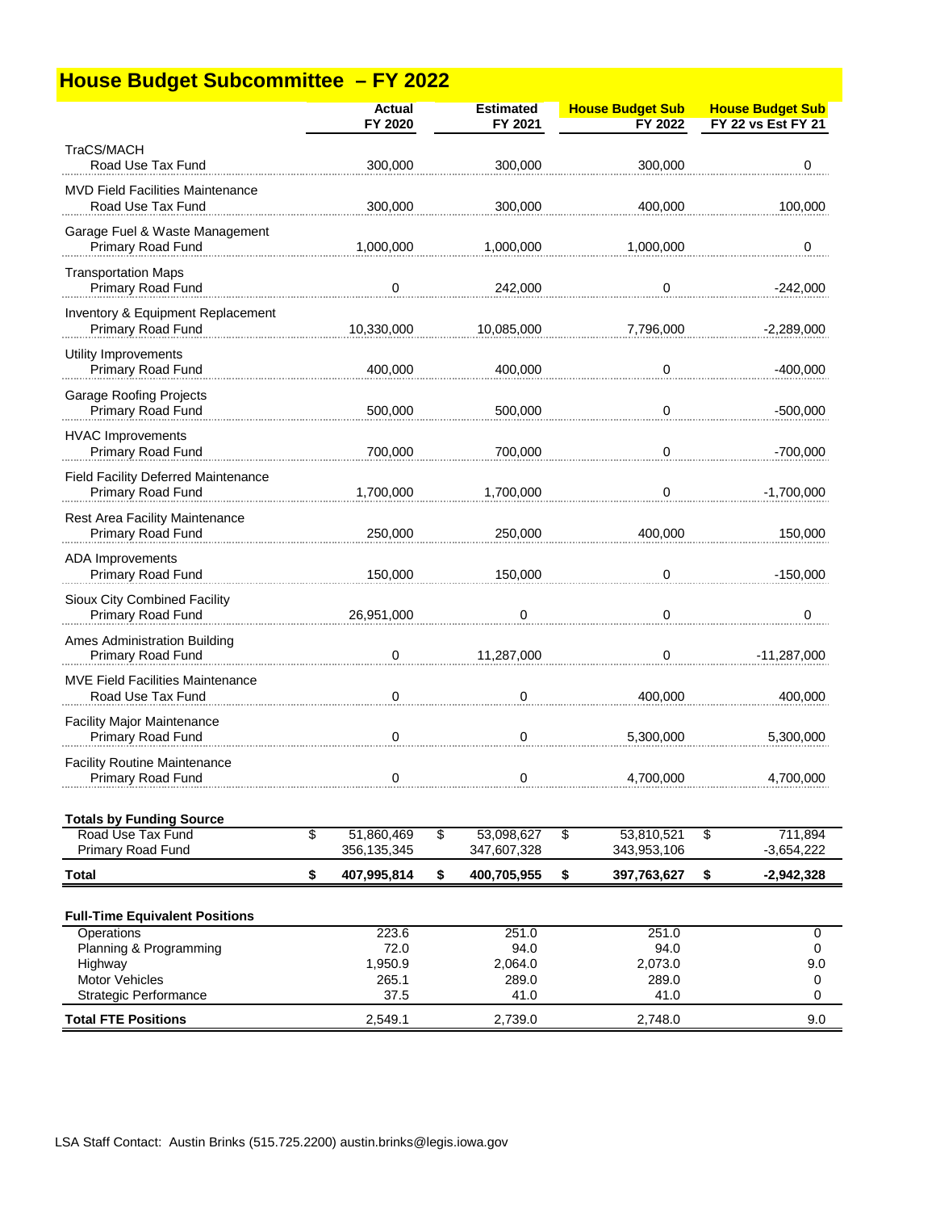# House Budget Subcommittee – FY 2022

| | Actual FY 2020 | Estimated FY 2021 | House Budget Sub FY 2022 | House Budget Sub FY 22 vs Est FY 21 |
|---|---|---|---|---|
| **TraCS/MACH** | | | | |
| Road Use Tax Fund | 300,000 | 300,000 | 300,000 | 0 |
| **MVD Field Facilities Maintenance** | | | | |
| Road Use Tax Fund | 300,000 | 300,000 | 400,000 | 100,000 |
| **Garage Fuel & Waste Management** | | | | |
| Primary Road Fund | 1,000,000 | 1,000,000 | 1,000,000 | 0 |
| **Transportation Maps** | | | | |
| Primary Road Fund | 0 | 242,000 | 0 | -242,000 |
| **Inventory & Equipment Replacement** | | | | |
| Primary Road Fund | 10,330,000 | 10,085,000 | 7,796,000 | -2,289,000 |
| **Utility Improvements** | | | | |
| Primary Road Fund | 400,000 | 400,000 | 0 | -400,000 |
| **Garage Roofing Projects** | | | | |
| Primary Road Fund | 500,000 | 500,000 | 0 | -500,000 |
| **HVAC Improvements** | | | | |
| Primary Road Fund | 700,000 | 700,000 | 0 | -700,000 |
| **Field Facility Deferred Maintenance** | | | | |
| Primary Road Fund | 1,700,000 | 1,700,000 | 0 | -1,700,000 |
| **Rest Area Facility Maintenance** | | | | |
| Primary Road Fund | 250,000 | 250,000 | 400,000 | 150,000 |
| **ADA Improvements** | | | | |
| Primary Road Fund | 150,000 | 150,000 | 0 | -150,000 |
| **Sioux City Combined Facility** | | | | |
| Primary Road Fund | 26,951,000 | 0 | 0 | 0 |
| **Ames Administration Building** | | | | |
| Primary Road Fund | 0 | 11,287,000 | 0 | -11,287,000 |
| **MVE Field Facilities Maintenance** | | | | |
| Road Use Tax Fund | 0 | 0 | 400,000 | 400,000 |
| **Facility Major Maintenance** | | | | |
| Primary Road Fund | 0 | 0 | 5,300,000 | 5,300,000 |
| **Facility Routine Maintenance** | | | | |
| Primary Road Fund | 0 | 0 | 4,700,000 | 4,700,000 |
| **Totals by Funding Source** | | | | |
| Road Use Tax Fund | $ 51,860,469 | $ 53,098,627 | $ 53,810,521 | $ 711,894 |
| Primary Road Fund | 356,135,345 | 347,607,328 | 343,953,106 | -3,654,222 |
| **Total** | **$ 407,995,814** | **$ 400,705,955** | **$ 397,763,627** | **$ -2,942,328** |
| **Full-Time Equivalent Positions** | | | | |
| Operations | 223.6 | 251.0 | 251.0 | 0 |
| Planning & Programming | 72.0 | 94.0 | 94.0 | 0 |
| Highway | 1,950.9 | 2,064.0 | 2,073.0 | 9.0 |
| Motor Vehicles | 265.1 | 289.0 | 289.0 | 0 |
| Strategic Performance | 37.5 | 41.0 | 41.0 | 0 |
| **Total FTE Positions** | 2,549.1 | 2,739.0 | 2,748.0 | 9.0 |

LSA Staff Contact: Austin Brinks (515.725.2200) austin.brinks@legis.iowa.gov